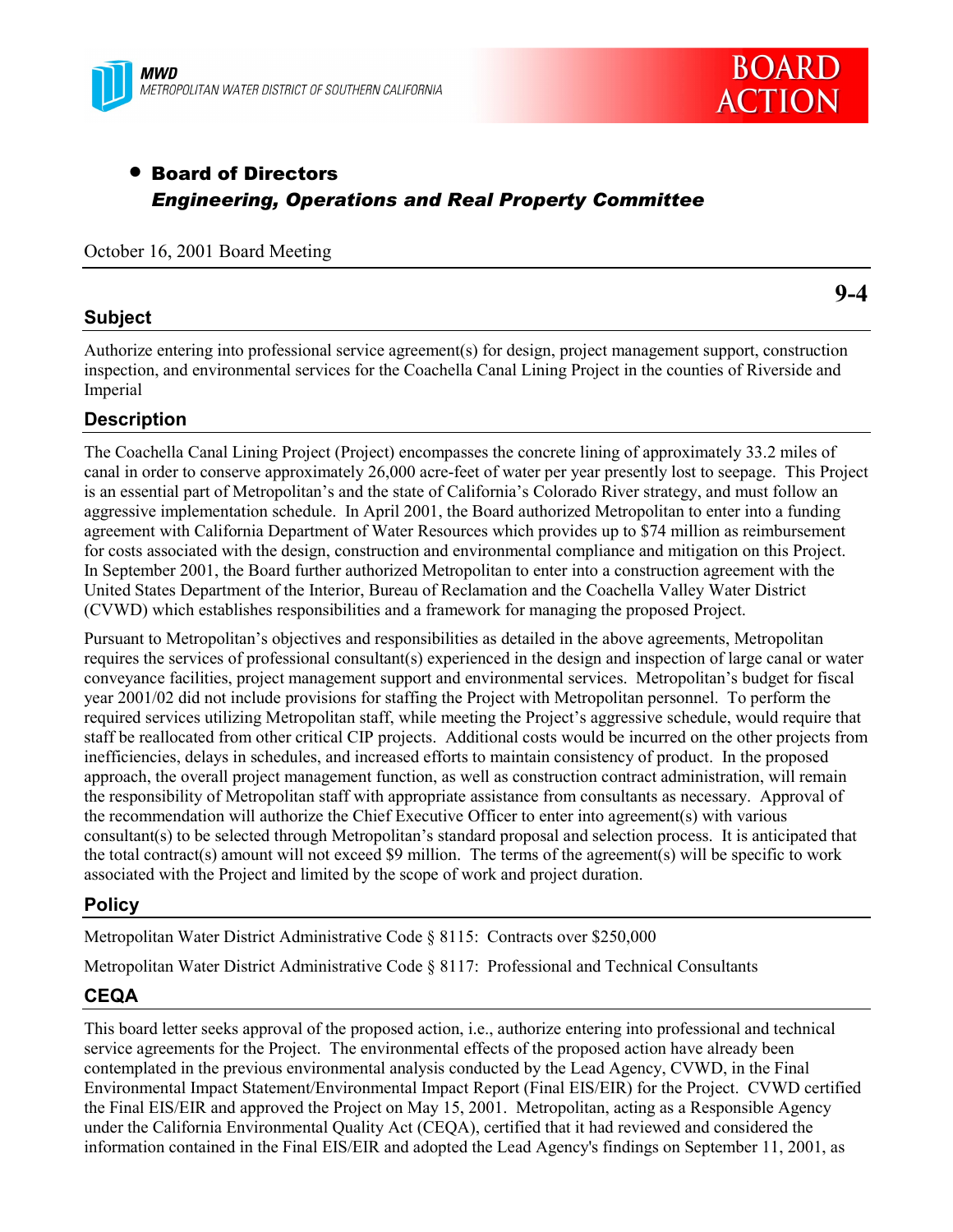MWD
METROPOLITAN WATER DISTRICT OF SOUTHERN CALIFORNIA

BOARD ACTION

- **Board of Directors**
  ***Engineering, Operations and Real Property Committee***

October 16, 2001 Board Meeting

**9-4**

## Subject

Authorize entering into professional service agreement(s) for design, project management support, construction inspection, and environmental services for the Coachella Canal Lining Project in the counties of Riverside and Imperial

## Description

The Coachella Canal Lining Project (Project) encompasses the concrete lining of approximately 33.2 miles of canal in order to conserve approximately 26,000 acre-feet of water per year presently lost to seepage. This Project is an essential part of Metropolitan's and the state of California's Colorado River strategy, and must follow an aggressive implementation schedule. In April 2001, the Board authorized Metropolitan to enter into a funding agreement with California Department of Water Resources which provides up to $74 million as reimbursement for costs associated with the design, construction and environmental compliance and mitigation on this Project. In September 2001, the Board further authorized Metropolitan to enter into a construction agreement with the United States Department of the Interior, Bureau of Reclamation and the Coachella Valley Water District (CVWD) which establishes responsibilities and a framework for managing the proposed Project.

Pursuant to Metropolitan's objectives and responsibilities as detailed in the above agreements, Metropolitan requires the services of professional consultant(s) experienced in the design and inspection of large canal or water conveyance facilities, project management support and environmental services. Metropolitan's budget for fiscal year 2001/02 did not include provisions for staffing the Project with Metropolitan personnel. To perform the required services utilizing Metropolitan staff, while meeting the Project's aggressive schedule, would require that staff be reallocated from other critical CIP projects. Additional costs would be incurred on the other projects from inefficiencies, delays in schedules, and increased efforts to maintain consistency of product. In the proposed approach, the overall project management function, as well as construction contract administration, will remain the responsibility of Metropolitan staff with appropriate assistance from consultants as necessary. Approval of the recommendation will authorize the Chief Executive Officer to enter into agreement(s) with various consultant(s) to be selected through Metropolitan's standard proposal and selection process. It is anticipated that the total contract(s) amount will not exceed $9 million. The terms of the agreement(s) will be specific to work associated with the Project and limited by the scope of work and project duration.

## Policy

Metropolitan Water District Administrative Code § 8115: Contracts over $250,000

Metropolitan Water District Administrative Code § 8117: Professional and Technical Consultants

## CEQA

This board letter seeks approval of the proposed action, i.e., authorize entering into professional and technical service agreements for the Project. The environmental effects of the proposed action have already been contemplated in the previous environmental analysis conducted by the Lead Agency, CVWD, in the Final Environmental Impact Statement/Environmental Impact Report (Final EIS/EIR) for the Project. CVWD certified the Final EIS/EIR and approved the Project on May 15, 2001. Metropolitan, acting as a Responsible Agency under the California Environmental Quality Act (CEQA), certified that it had reviewed and considered the information contained in the Final EIS/EIR and adopted the Lead Agency's findings on September 11, 2001, as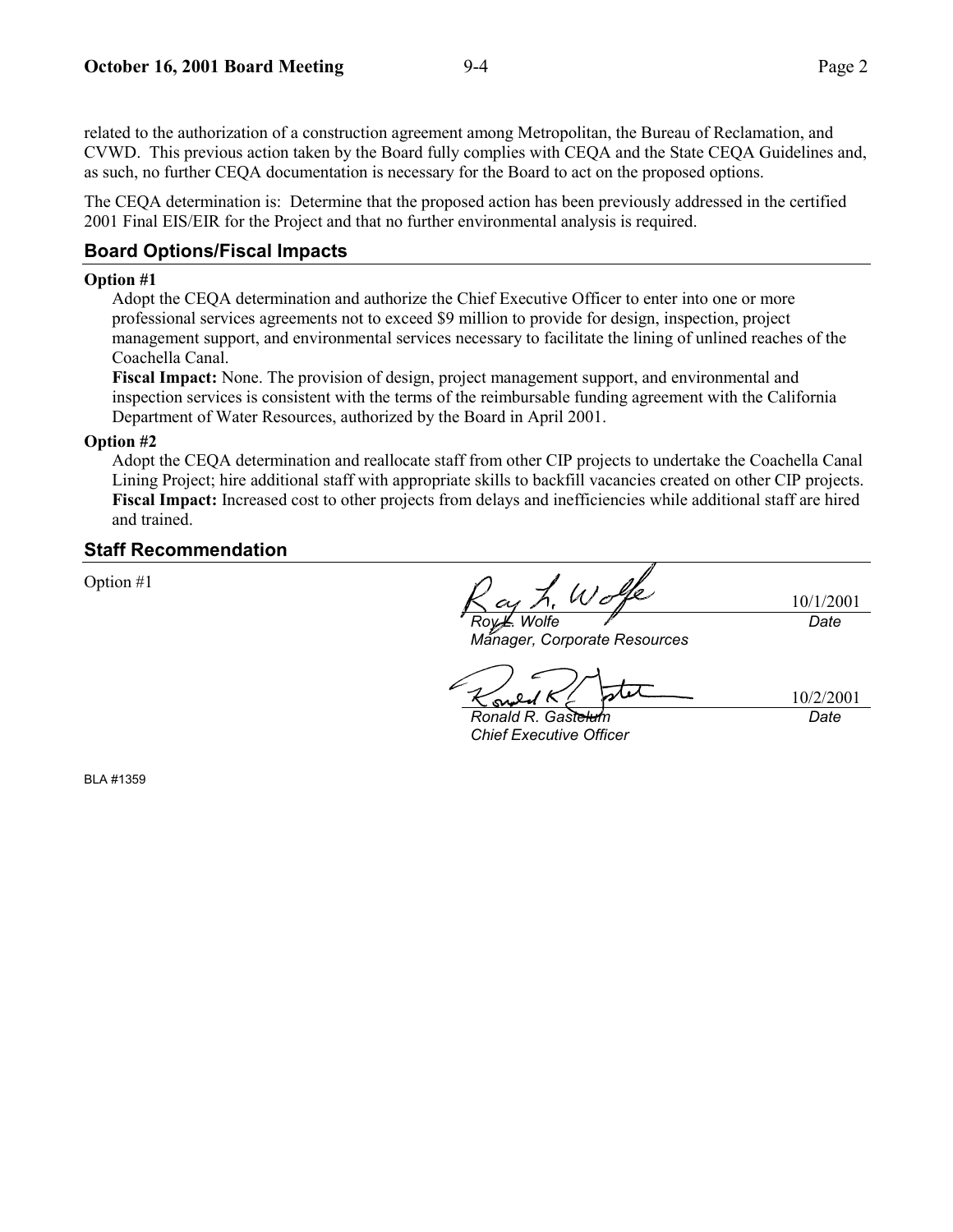related to the authorization of a construction agreement among Metropolitan, the Bureau of Reclamation, and CVWD. This previous action taken by the Board fully complies with CEQA and the State CEQA Guidelines and, as such, no further CEQA documentation is necessary for the Board to act on the proposed options.

The CEQA determination is: Determine that the proposed action has been previously addressed in the certified 2001 Final EIS/EIR for the Project and that no further environmental analysis is required.

## Board Options/Fiscal Impacts

**Option #1**

Adopt the CEQA determination and authorize the Chief Executive Officer to enter into one or more professional services agreements not to exceed $9 million to provide for design, inspection, project management support, and environmental services necessary to facilitate the lining of unlined reaches of the Coachella Canal.

**Fiscal Impact:** None. The provision of design, project management support, and environmental and inspection services is consistent with the terms of the reimbursable funding agreement with the California Department of Water Resources, authorized by the Board in April 2001.

**Option #2**

Adopt the CEQA determination and reallocate staff from other CIP projects to undertake the Coachella Canal Lining Project; hire additional staff with appropriate skills to backfill vacancies created on other CIP projects.

**Fiscal Impact:** Increased cost to other projects from delays and inefficiencies while additional staff are hired and trained.

## Staff Recommendation

Option #1

| | |
|---|---|
| *Roy L. Wolfe* | 10/1/2001 |
| *Manager, Corporate Resources* | *Date* |
| *Ronald R. Gastelum* | 10/2/2001 |
| *Chief Executive Officer* | *Date* |

BLA #1359